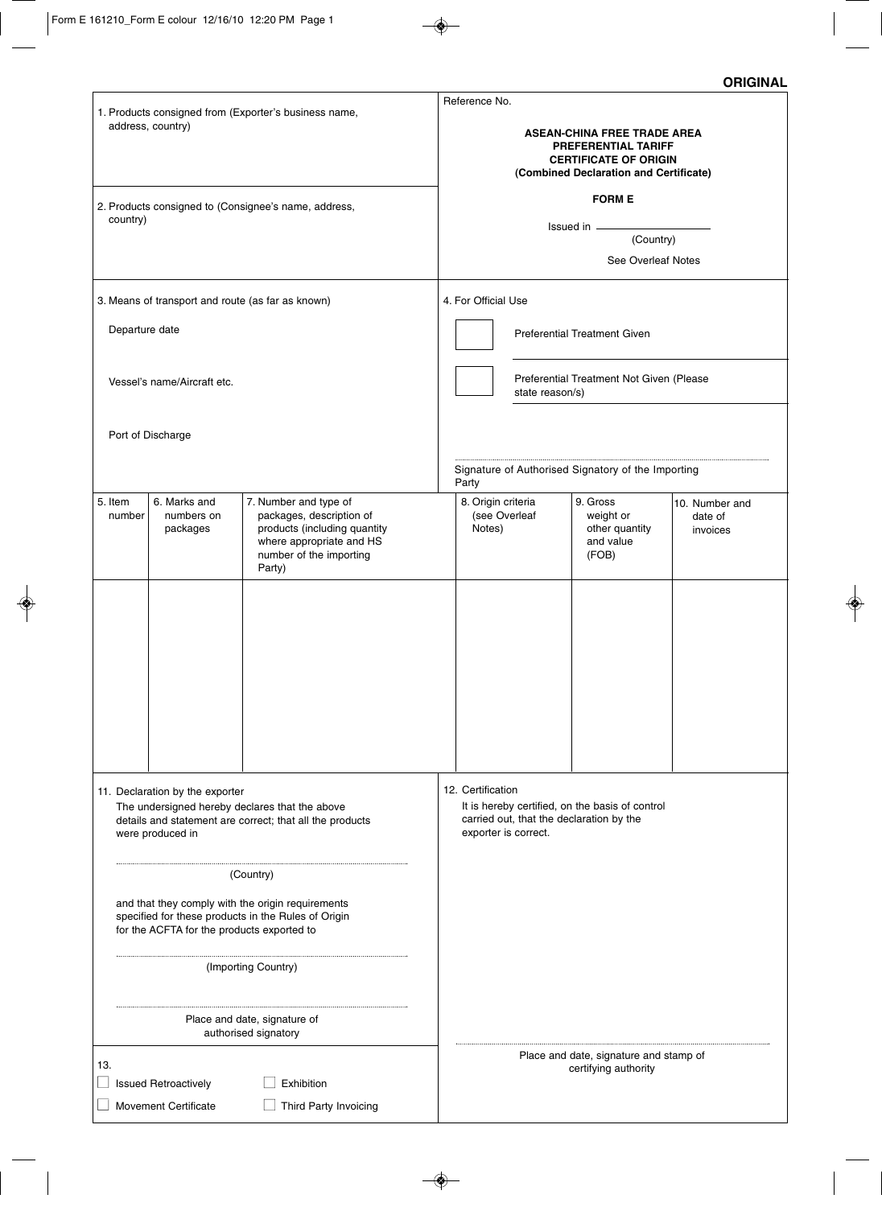**ORIGINAL**

1. Products consigned from (Exporter's business name, address, country)

2. Products consigned to (Consignee's name, address, country)

Reference No.

**ASEAN-CHINA FREE TRADE AREA**
**PREFERENTIAL TARIFF**
**CERTIFICATE OF ORIGIN**
**(Combined Declaration and Certificate)**

**FORM E**

Issued in ____________________
(Country)

See Overleaf Notes

3. Means of transport and route (as far as known)

Departure date

Vessel's name/Aircraft etc.

Port of Discharge

4. For Official Use

☐ Preferential Treatment Given

☐ Preferential Treatment Not Given (Please state reason/s)

..................................................................
Signature of Authorised Signatory of the Importing Party

| 5. Item number | 6. Marks and numbers on packages | 7. Number and type of packages, description of products (including quantity where appropriate and HS number of the importing Party) | 8. Origin criteria (see Overleaf Notes) | 9. Gross weight or other quantity and value (FOB) | 10. Number and date of invoices |
|---|---|---|---|---|---|
| | | | | | |

11. Declaration by the exporter

The undersigned hereby declares that the above details and statement are correct; that all the products were produced in

..................................................................
(Country)

and that they comply with the origin requirements specified for these products in the Rules of Origin for the ACFTA for the products exported to

..................................................................
(Importing Country)

..................................................................
Place and date, signature of authorised signatory

12. Certification

It is hereby certified, on the basis of control carried out, that the declaration by the exporter is correct.

..................................................................
Place and date, signature and stamp of certifying authority

13.

☐ Issued Retroactively ☐ Exhibition

☐ Movement Certificate ☐ Third Party Invoicing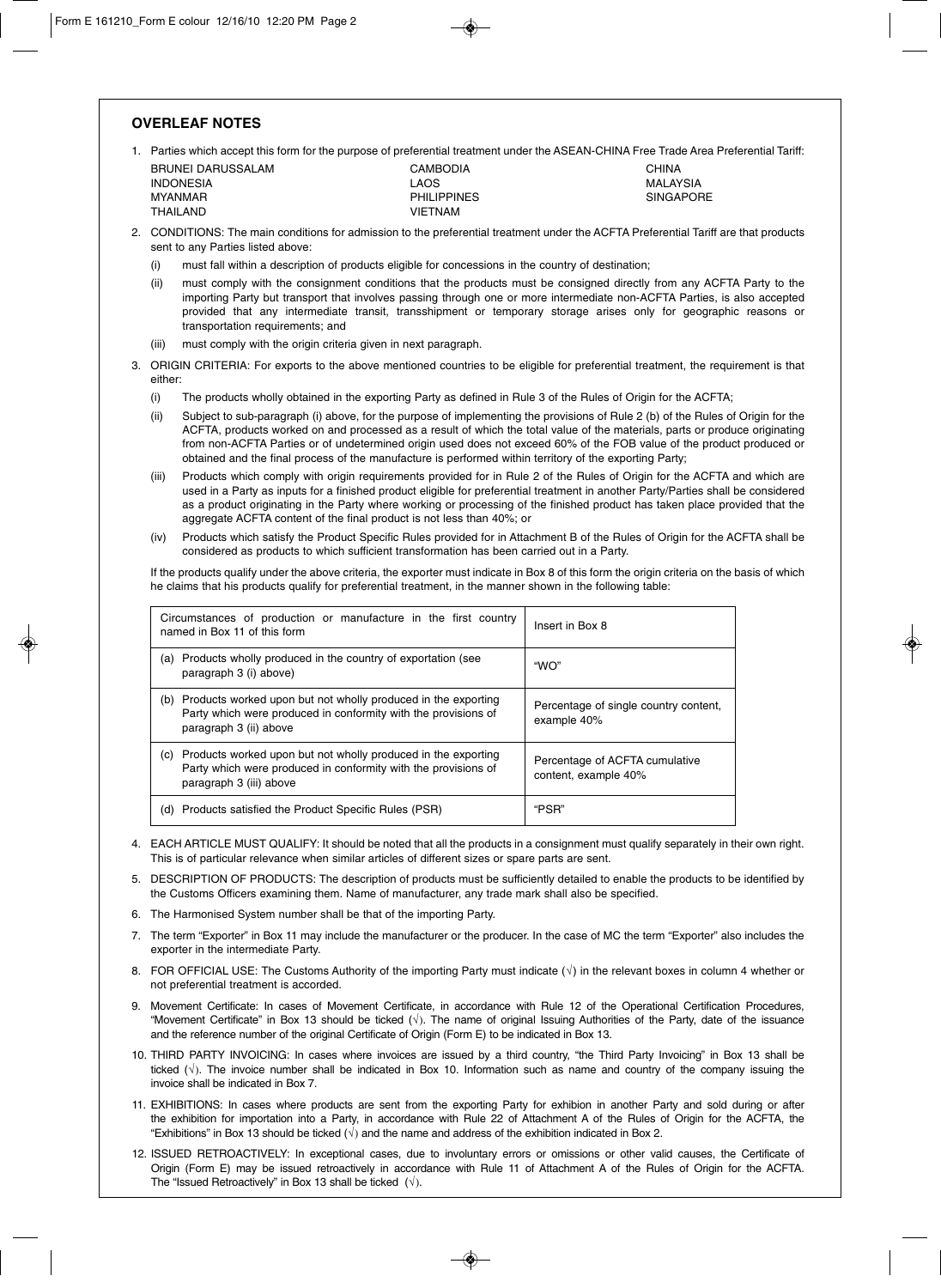## OVERLEAF NOTES

1. Parties which accept this form for the purpose of preferential treatment under the ASEAN-CHINA Free Trade Area Preferential Tariff:

| | | |
|---|---|---|
| BRUNEI DARUSSALAM | CAMBODIA | CHINA |
| INDONESIA | LAOS | MALAYSIA |
| MYANMAR | PHILIPPINES | SINGAPORE |
| THAILAND | VIETNAM | |

2. CONDITIONS: The main conditions for admission to the preferential treatment under the ACFTA Preferential Tariff are that products sent to any Parties listed above:
   - (i) must fall within a description of products eligible for concessions in the country of destination;
   - (ii) must comply with the consignment conditions that the products must be consigned directly from any ACFTA Party to the importing Party but transport that involves passing through one or more intermediate non-ACFTA Parties, is also accepted provided that any intermediate transit, transshipment or temporary storage arises only for geographic reasons or transportation requirements; and
   - (iii) must comply with the origin criteria given in next paragraph.

3. ORIGIN CRITERIA: For exports to the above mentioned countries to be eligible for preferential treatment, the requirement is that either:
   - (i) The products wholly obtained in the exporting Party as defined in Rule 3 of the Rules of Origin for the ACFTA;
   - (ii) Subject to sub-paragraph (i) above, for the purpose of implementing the provisions of Rule 2 (b) of the Rules of Origin for the ACFTA, products worked on and processed as a result of which the total value of the materials, parts or produce originating from non-ACFTA Parties or of undetermined origin used does not exceed 60% of the FOB value of the product produced or obtained and the final process of the manufacture is performed within territory of the exporting Party;
   - (iii) Products which comply with origin requirements provided for in Rule 2 of the Rules of Origin for the ACFTA and which are used in a Party as inputs for a finished product eligible for preferential treatment in another Party/Parties shall be considered as a product originating in the Party where working or processing of the finished product has taken place provided that the aggregate ACFTA content of the final product is not less than 40%; or
   - (iv) Products which satisfy the Product Specific Rules provided for in Attachment B of the Rules of Origin for the ACFTA shall be considered as products to which sufficient transformation has been carried out in a Party.

   If the products qualify under the above criteria, the exporter must indicate in Box 8 of this form the origin criteria on the basis of which he claims that his products qualify for preferential treatment, in the manner shown in the following table:

| Circumstances of production or manufacture in the first country named in Box 11 of this form | Insert in Box 8 |
|---|---|
| (a) Products wholly produced in the country of exportation (see paragraph 3 (i) above) | "WO" |
| (b) Products worked upon but not wholly produced in the exporting Party which were produced in conformity with the provisions of paragraph 3 (ii) above | Percentage of single country content, example 40% |
| (c) Products worked upon but not wholly produced in the exporting Party which were produced in conformity with the provisions of paragraph 3 (iii) above | Percentage of ACFTA cumulative content, example 40% |
| (d) Products satisfied the Product Specific Rules (PSR) | "PSR" |

4. EACH ARTICLE MUST QUALIFY: It should be noted that all the products in a consignment must qualify separately in their own right. This is of particular relevance when similar articles of different sizes or spare parts are sent.

5. DESCRIPTION OF PRODUCTS: The description of products must be sufficiently detailed to enable the products to be identified by the Customs Officers examining them. Name of manufacturer, any trade mark shall also be specified.

6. The Harmonised System number shall be that of the importing Party.

7. The term "Exporter" in Box 11 may include the manufacturer or the producer. In the case of MC the term "Exporter" also includes the exporter in the intermediate Party.

8. FOR OFFICIAL USE: The Customs Authority of the importing Party must indicate (√) in the relevant boxes in column 4 whether or not preferential treatment is accorded.

9. Movement Certificate: In cases of Movement Certificate, in accordance with Rule 12 of the Operational Certification Procedures, "Movement Certificate" in Box 13 should be ticked (√). The name of original Issuing Authorities of the Party, date of the issuance and the reference number of the original Certificate of Origin (Form E) to be indicated in Box 13.

10. THIRD PARTY INVOICING: In cases where invoices are issued by a third country, "the Third Party Invoicing" in Box 13 shall be ticked (√). The invoice number shall be indicated in Box 10. Information such as name and country of the company issuing the invoice shall be indicated in Box 7.

11. EXHIBITIONS: In cases where products are sent from the exporting Party for exhibion in another Party and sold during or after the exhibition for importation into a Party, in accordance with Rule 22 of Attachment A of the Rules of Origin for the ACFTA, the "Exhibitions" in Box 13 should be ticked (√) and the name and address of the exhibition indicated in Box 2.

12. ISSUED RETROACTIVELY: In exceptional cases, due to involuntary errors or omissions or other valid causes, the Certificate of Origin (Form E) may be issued retroactively in accordance with Rule 11 of Attachment A of the Rules of Origin for the ACFTA. The "Issued Retroactively" in Box 13 shall be ticked (√).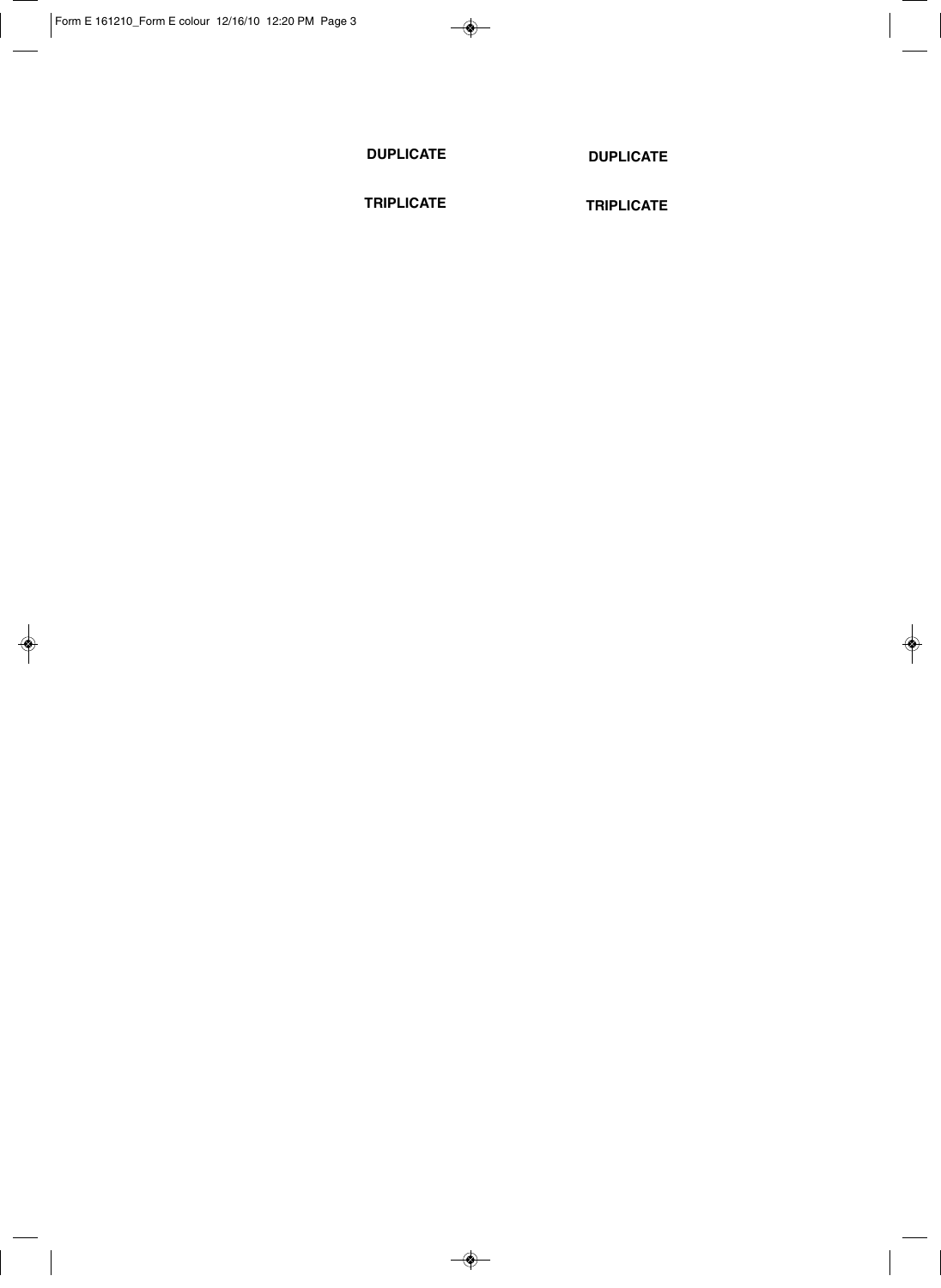DUPLICATE DUPLICATE

TRIPLICATE TRIPLICATE